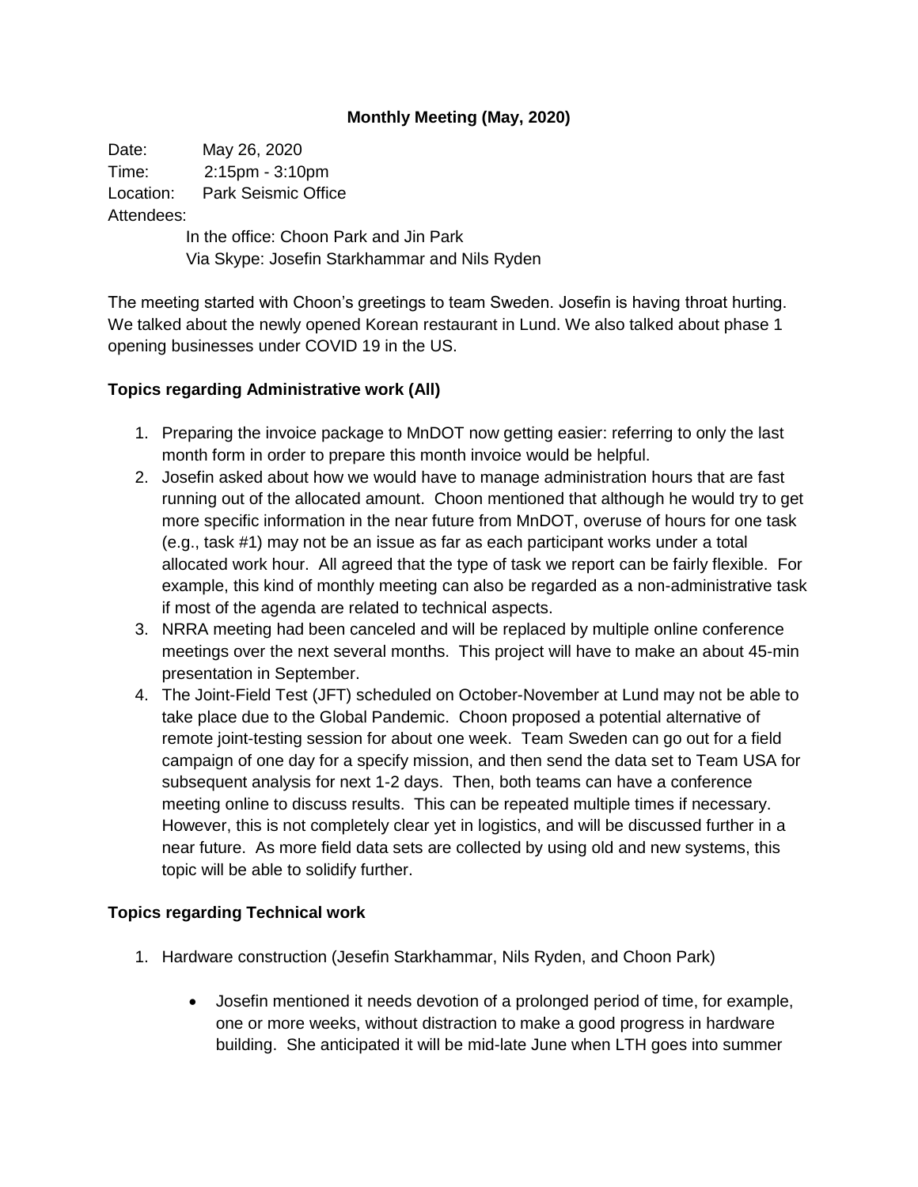**Monthly Meeting (May, 2020)**

Date: May 26, 2020
Time: 2:15pm - 3:10pm
Location: Park Seismic Office
Attendees:
In the office: Choon Park and Jin Park
Via Skype: Josefin Starkhammar and Nils Ryden

The meeting started with Choon's greetings to team Sweden. Josefin is having throat hurting. We talked about the newly opened Korean restaurant in Lund. We also talked about phase 1 opening businesses under COVID 19 in the US.

**Topics regarding Administrative work (All)**

1. Preparing the invoice package to MnDOT now getting easier: referring to only the last month form in order to prepare this month invoice would be helpful.
2. Josefin asked about how we would have to manage administration hours that are fast running out of the allocated amount. Choon mentioned that although he would try to get more specific information in the near future from MnDOT, overuse of hours for one task (e.g., task #1) may not be an issue as far as each participant works under a total allocated work hour. All agreed that the type of task we report can be fairly flexible. For example, this kind of monthly meeting can also be regarded as a non-administrative task if most of the agenda are related to technical aspects.
3. NRRA meeting had been canceled and will be replaced by multiple online conference meetings over the next several months. This project will have to make an about 45-min presentation in September.
4. The Joint-Field Test (JFT) scheduled on October-November at Lund may not be able to take place due to the Global Pandemic. Choon proposed a potential alternative of remote joint-testing session for about one week. Team Sweden can go out for a field campaign of one day for a specify mission, and then send the data set to Team USA for subsequent analysis for next 1-2 days. Then, both teams can have a conference meeting online to discuss results. This can be repeated multiple times if necessary. However, this is not completely clear yet in logistics, and will be discussed further in a near future. As more field data sets are collected by using old and new systems, this topic will be able to solidify further.

**Topics regarding Technical work**

1. Hardware construction (Jesefin Starkhammar, Nils Ryden, and Choon Park)

   - Josefin mentioned it needs devotion of a prolonged period of time, for example, one or more weeks, without distraction to make a good progress in hardware building. She anticipated it will be mid-late June when LTH goes into summer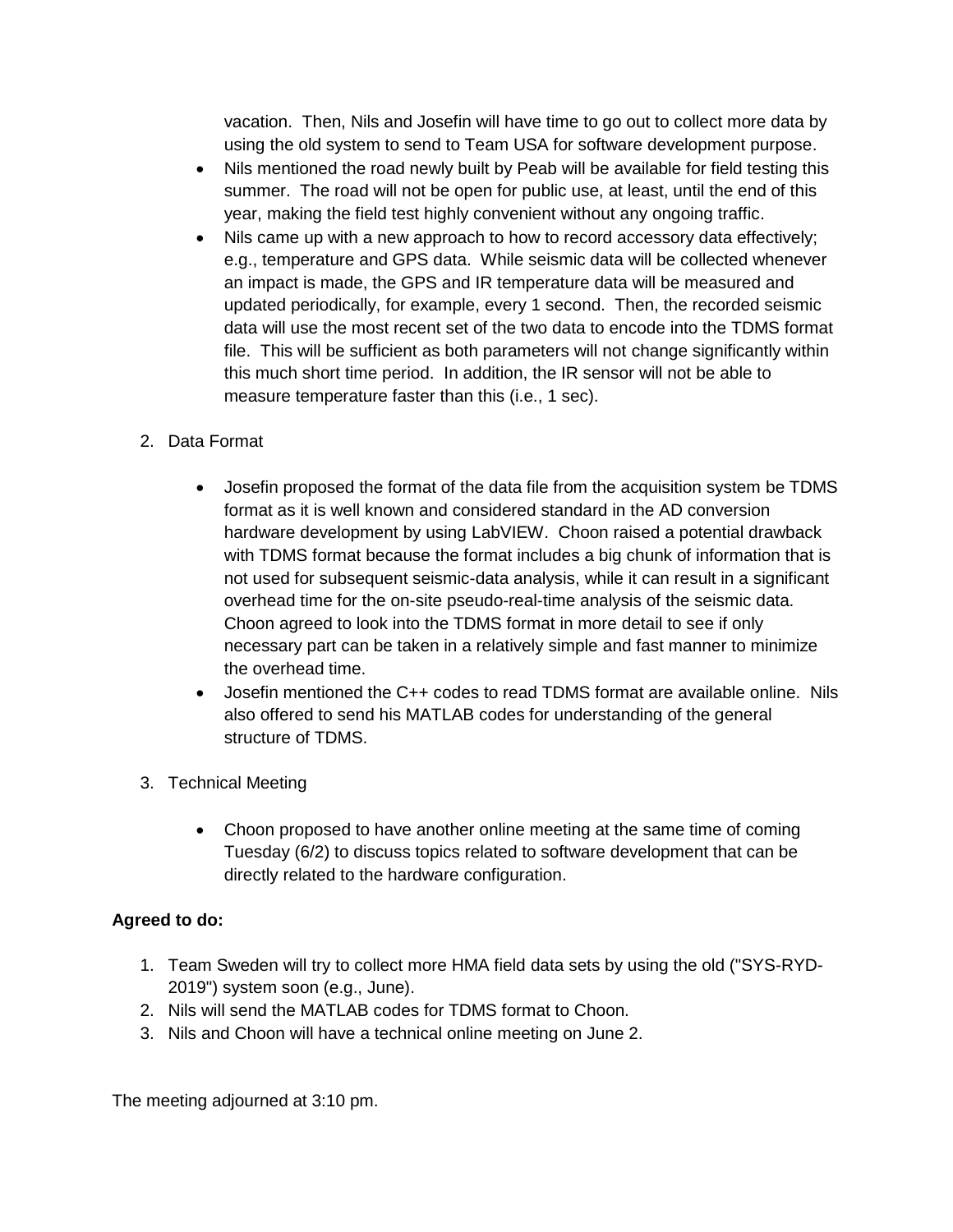vacation. Then, Nils and Josefin will have time to go out to collect more data by using the old system to send to Team USA for software development purpose.

- Nils mentioned the road newly built by Peab will be available for field testing this summer. The road will not be open for public use, at least, until the end of this year, making the field test highly convenient without any ongoing traffic.
- Nils came up with a new approach to how to record accessory data effectively; e.g., temperature and GPS data. While seismic data will be collected whenever an impact is made, the GPS and IR temperature data will be measured and updated periodically, for example, every 1 second. Then, the recorded seismic data will use the most recent set of the two data to encode into the TDMS format file. This will be sufficient as both parameters will not change significantly within this much short time period. In addition, the IR sensor will not be able to measure temperature faster than this (i.e., 1 sec).

2. Data Format

   - Josefin proposed the format of the data file from the acquisition system be TDMS format as it is well known and considered standard in the AD conversion hardware development by using LabVIEW. Choon raised a potential drawback with TDMS format because the format includes a big chunk of information that is not used for subsequent seismic-data analysis, while it can result in a significant overhead time for the on-site pseudo-real-time analysis of the seismic data. Choon agreed to look into the TDMS format in more detail to see if only necessary part can be taken in a relatively simple and fast manner to minimize the overhead time.
   - Josefin mentioned the C++ codes to read TDMS format are available online. Nils also offered to send his MATLAB codes for understanding of the general structure of TDMS.

3. Technical Meeting

   - Choon proposed to have another online meeting at the same time of coming Tuesday (6/2) to discuss topics related to software development that can be directly related to the hardware configuration.

**Agreed to do:**

1. Team Sweden will try to collect more HMA field data sets by using the old ("SYS-RYD-2019") system soon (e.g., June).
2. Nils will send the MATLAB codes for TDMS format to Choon.
3. Nils and Choon will have a technical online meeting on June 2.

The meeting adjourned at 3:10 pm.